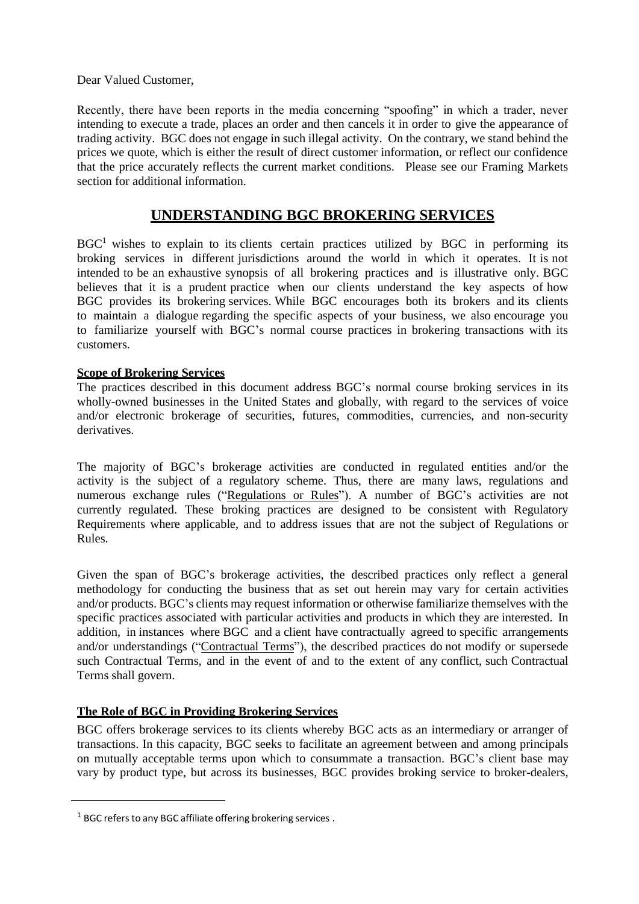Dear Valued Customer,

Recently, there have been reports in the media concerning "spoofing" in which a trader, never intending to execute a trade, places an order and then cancels it in order to give the appearance of trading activity. BGC does not engage in such illegal activity. On the contrary, we stand behind the prices we quote, which is either the result of direct customer information, or reflect our confidence that the price accurately reflects the current market conditions. Please see our Framing Markets section for additional information.

# UNDERSTANDING BGC BROKERING SERVICES

BGC[1] wishes to explain to its clients certain practices utilized by BGC in performing its broking services in different jurisdictions around the world in which it operates. It is not intended to be an exhaustive synopsis of all brokering practices and is illustrative only. BGC believes that it is a prudent practice when our clients understand the key aspects of how BGC provides its brokering services. While BGC encourages both its brokers and its clients to maintain a dialogue regarding the specific aspects of your business, we also encourage you to familiarize yourself with BGC's normal course practices in brokering transactions with its customers.

**Scope of Brokering Services**

The practices described in this document address BGC's normal course broking services in its wholly-owned businesses in the United States and globally, with regard to the services of voice and/or electronic brokerage of securities, futures, commodities, currencies, and non-security derivatives.

The majority of BGC's brokerage activities are conducted in regulated entities and/or the activity is the subject of a regulatory scheme. Thus, there are many laws, regulations and numerous exchange rules ("Regulations or Rules"). A number of BGC's activities are not currently regulated. These broking practices are designed to be consistent with Regulatory Requirements where applicable, and to address issues that are not the subject of Regulations or Rules.

Given the span of BGC's brokerage activities, the described practices only reflect a general methodology for conducting the business that as set out herein may vary for certain activities and/or products. BGC's clients may request information or otherwise familiarize themselves with the specific practices associated with particular activities and products in which they are interested. In addition, in instances where BGC and a client have contractually agreed to specific arrangements and/or understandings ("Contractual Terms"), the described practices do not modify or supersede such Contractual Terms, and in the event of and to the extent of any conflict, such Contractual Terms shall govern.

**The Role of BGC in Providing Brokering Services**

BGC offers brokerage services to its clients whereby BGC acts as an intermediary or arranger of transactions. In this capacity, BGC seeks to facilitate an agreement between and among principals on mutually acceptable terms upon which to consummate a transaction. BGC's client base may vary by product type, but across its businesses, BGC provides broking service to broker-dealers,

[1] BGC refers to any BGC affiliate offering brokering services .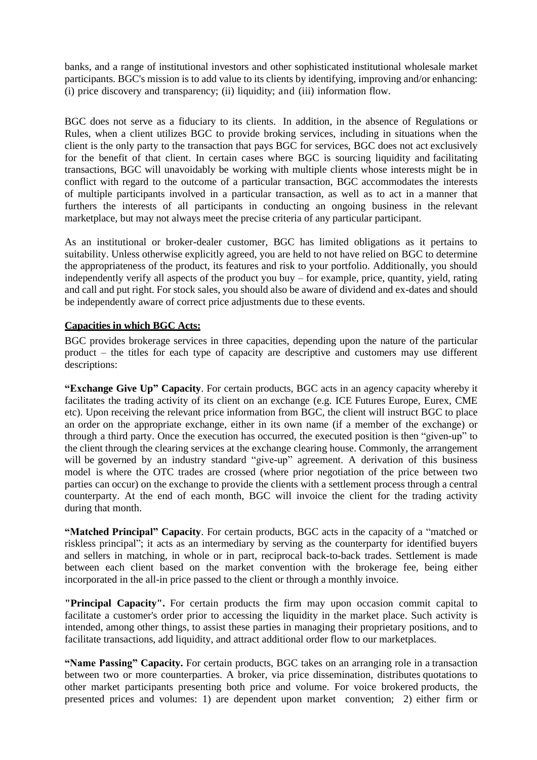banks, and a range of institutional investors and other sophisticated institutional wholesale market participants. BGC's mission is to add value to its clients by identifying, improving and/or enhancing: (i) price discovery and transparency; (ii) liquidity; and (iii) information flow.

BGC does not serve as a fiduciary to its clients. In addition, in the absence of Regulations or Rules, when a client utilizes BGC to provide broking services, including in situations when the client is the only party to the transaction that pays BGC for services, BGC does not act exclusively for the benefit of that client. In certain cases where BGC is sourcing liquidity and facilitating transactions, BGC will unavoidably be working with multiple clients whose interests might be in conflict with regard to the outcome of a particular transaction, BGC accommodates the interests of multiple participants involved in a particular transaction, as well as to act in a manner that furthers the interests of all participants in conducting an ongoing business in the relevant marketplace, but may not always meet the precise criteria of any particular participant.

As an institutional or broker-dealer customer, BGC has limited obligations as it pertains to suitability. Unless otherwise explicitly agreed, you are held to not have relied on BGC to determine the appropriateness of the product, its features and risk to your portfolio. Additionally, you should independently verify all aspects of the product you buy – for example, price, quantity, yield, rating and call and put right. For stock sales, you should also be aware of dividend and ex-dates and should be independently aware of correct price adjustments due to these events.

**Capacities in which BGC Acts:**

BGC provides brokerage services in three capacities, depending upon the nature of the particular product – the titles for each type of capacity are descriptive and customers may use different descriptions:

**"Exchange Give Up" Capacity**. For certain products, BGC acts in an agency capacity whereby it facilitates the trading activity of its client on an exchange (e.g. ICE Futures Europe, Eurex, CME etc). Upon receiving the relevant price information from BGC, the client will instruct BGC to place an order on the appropriate exchange, either in its own name (if a member of the exchange) or through a third party. Once the execution has occurred, the executed position is then "given-up" to the client through the clearing services at the exchange clearing house. Commonly, the arrangement will be governed by an industry standard "give-up" agreement. A derivation of this business model is where the OTC trades are crossed (where prior negotiation of the price between two parties can occur) on the exchange to provide the clients with a settlement process through a central counterparty. At the end of each month, BGC will invoice the client for the trading activity during that month.

**"Matched Principal" Capacity**. For certain products, BGC acts in the capacity of a "matched or riskless principal"; it acts as an intermediary by serving as the counterparty for identified buyers and sellers in matching, in whole or in part, reciprocal back-to-back trades. Settlement is made between each client based on the market convention with the brokerage fee, being either incorporated in the all-in price passed to the client or through a monthly invoice.

**"Principal Capacity".** For certain products the firm may upon occasion commit capital to facilitate a customer's order prior to accessing the liquidity in the market place. Such activity is intended, among other things, to assist these parties in managing their proprietary positions, and to facilitate transactions, add liquidity, and attract additional order flow to our marketplaces.

**"Name Passing" Capacity.** For certain products, BGC takes on an arranging role in a transaction between two or more counterparties. A broker, via price dissemination, distributes quotations to other market participants presenting both price and volume. For voice brokered products, the presented prices and volumes: 1) are dependent upon market convention; 2) either firm or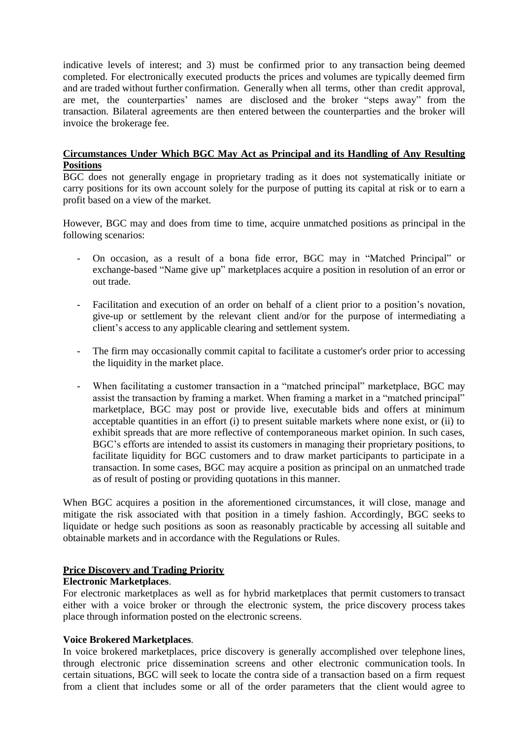indicative levels of interest; and 3) must be confirmed prior to any transaction being deemed completed. For electronically executed products the prices and volumes are typically deemed firm and are traded without further confirmation. Generally when all terms, other than credit approval, are met, the counterparties' names are disclosed and the broker "steps away" from the transaction. Bilateral agreements are then entered between the counterparties and the broker will invoice the brokerage fee.

**Circumstances Under Which BGC May Act as Principal and its Handling of Any Resulting Positions**

BGC does not generally engage in proprietary trading as it does not systematically initiate or carry positions for its own account solely for the purpose of putting its capital at risk or to earn a profit based on a view of the market.

However, BGC may and does from time to time, acquire unmatched positions as principal in the following scenarios:

- On occasion, as a result of a bona fide error, BGC may in "Matched Principal" or exchange-based "Name give up" marketplaces acquire a position in resolution of an error or out trade.
- Facilitation and execution of an order on behalf of a client prior to a position's novation, give-up or settlement by the relevant client and/or for the purpose of intermediating a client's access to any applicable clearing and settlement system.
- The firm may occasionally commit capital to facilitate a customer's order prior to accessing the liquidity in the market place.
- When facilitating a customer transaction in a "matched principal" marketplace, BGC may assist the transaction by framing a market. When framing a market in a "matched principal" marketplace, BGC may post or provide live, executable bids and offers at minimum acceptable quantities in an effort (i) to present suitable markets where none exist, or (ii) to exhibit spreads that are more reflective of contemporaneous market opinion. In such cases, BGC's efforts are intended to assist its customers in managing their proprietary positions, to facilitate liquidity for BGC customers and to draw market participants to participate in a transaction. In some cases, BGC may acquire a position as principal on an unmatched trade as of result of posting or providing quotations in this manner.

When BGC acquires a position in the aforementioned circumstances, it will close, manage and mitigate the risk associated with that position in a timely fashion. Accordingly, BGC seeks to liquidate or hedge such positions as soon as reasonably practicable by accessing all suitable and obtainable markets and in accordance with the Regulations or Rules.

**Price Discovery and Trading Priority**

**Electronic Marketplaces**.

For electronic marketplaces as well as for hybrid marketplaces that permit customers to transact either with a voice broker or through the electronic system, the price discovery process takes place through information posted on the electronic screens.

**Voice Brokered Marketplaces**.

In voice brokered marketplaces, price discovery is generally accomplished over telephone lines, through electronic price dissemination screens and other electronic communication tools. In certain situations, BGC will seek to locate the contra side of a transaction based on a firm request from a client that includes some or all of the order parameters that the client would agree to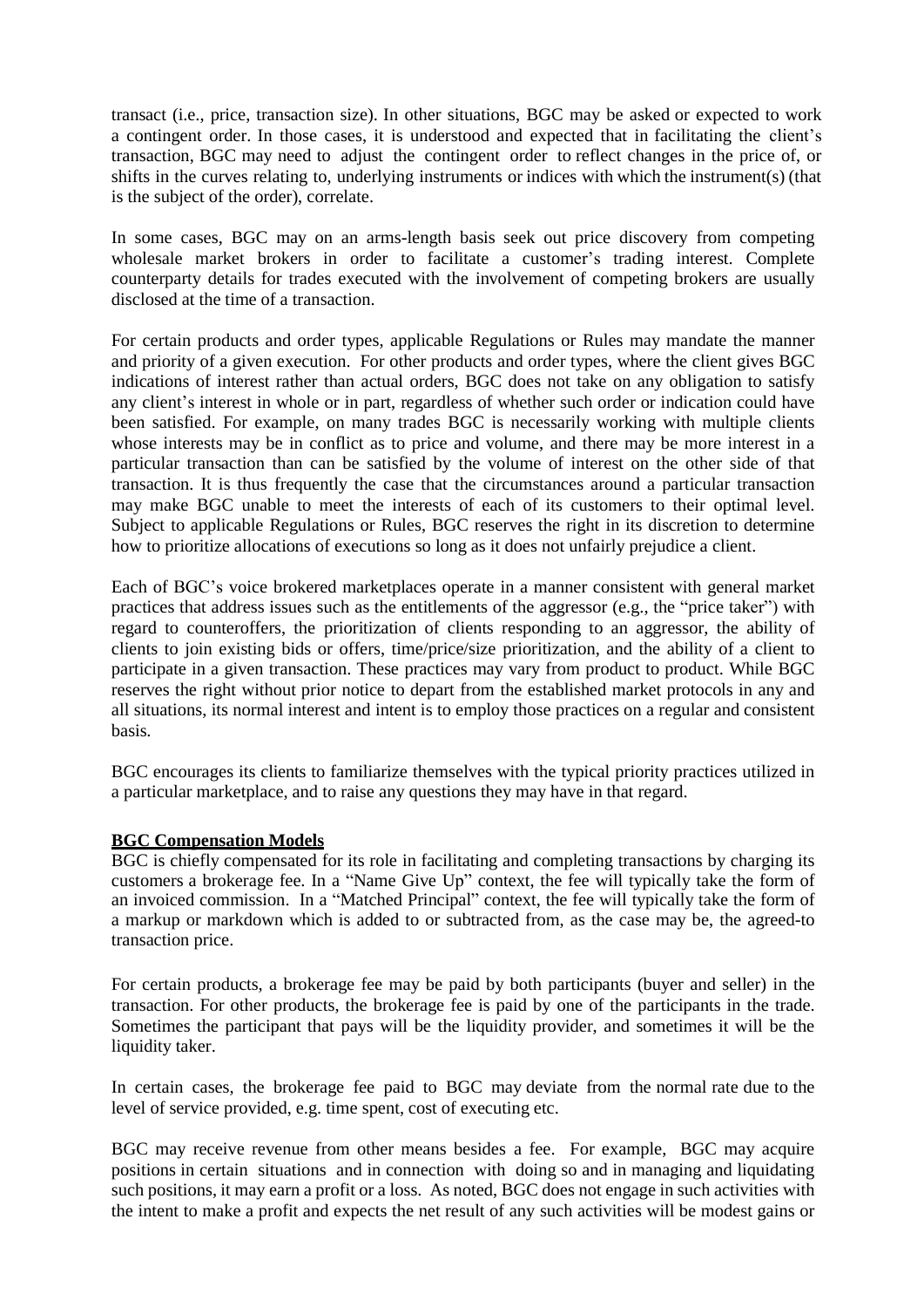transact (i.e., price, transaction size). In other situations, BGC may be asked or expected to work a contingent order. In those cases, it is understood and expected that in facilitating the client's transaction, BGC may need to adjust the contingent order to reflect changes in the price of, or shifts in the curves relating to, underlying instruments or indices with which the instrument(s) (that is the subject of the order), correlate.

In some cases, BGC may on an arms-length basis seek out price discovery from competing wholesale market brokers in order to facilitate a customer's trading interest. Complete counterparty details for trades executed with the involvement of competing brokers are usually disclosed at the time of a transaction.

For certain products and order types, applicable Regulations or Rules may mandate the manner and priority of a given execution. For other products and order types, where the client gives BGC indications of interest rather than actual orders, BGC does not take on any obligation to satisfy any client's interest in whole or in part, regardless of whether such order or indication could have been satisfied. For example, on many trades BGC is necessarily working with multiple clients whose interests may be in conflict as to price and volume, and there may be more interest in a particular transaction than can be satisfied by the volume of interest on the other side of that transaction. It is thus frequently the case that the circumstances around a particular transaction may make BGC unable to meet the interests of each of its customers to their optimal level. Subject to applicable Regulations or Rules, BGC reserves the right in its discretion to determine how to prioritize allocations of executions so long as it does not unfairly prejudice a client.

Each of BGC's voice brokered marketplaces operate in a manner consistent with general market practices that address issues such as the entitlements of the aggressor (e.g., the "price taker") with regard to counteroffers, the prioritization of clients responding to an aggressor, the ability of clients to join existing bids or offers, time/price/size prioritization, and the ability of a client to participate in a given transaction. These practices may vary from product to product. While BGC reserves the right without prior notice to depart from the established market protocols in any and all situations, its normal interest and intent is to employ those practices on a regular and consistent basis.

BGC encourages its clients to familiarize themselves with the typical priority practices utilized in a particular marketplace, and to raise any questions they may have in that regard.

**BGC Compensation Models**

BGC is chiefly compensated for its role in facilitating and completing transactions by charging its customers a brokerage fee. In a "Name Give Up" context, the fee will typically take the form of an invoiced commission. In a "Matched Principal" context, the fee will typically take the form of a markup or markdown which is added to or subtracted from, as the case may be, the agreed-to transaction price.

For certain products, a brokerage fee may be paid by both participants (buyer and seller) in the transaction. For other products, the brokerage fee is paid by one of the participants in the trade. Sometimes the participant that pays will be the liquidity provider, and sometimes it will be the liquidity taker.

In certain cases, the brokerage fee paid to BGC may deviate from the normal rate due to the level of service provided, e.g. time spent, cost of executing etc.

BGC may receive revenue from other means besides a fee. For example, BGC may acquire positions in certain situations and in connection with doing so and in managing and liquidating such positions, it may earn a profit or a loss. As noted, BGC does not engage in such activities with the intent to make a profit and expects the net result of any such activities will be modest gains or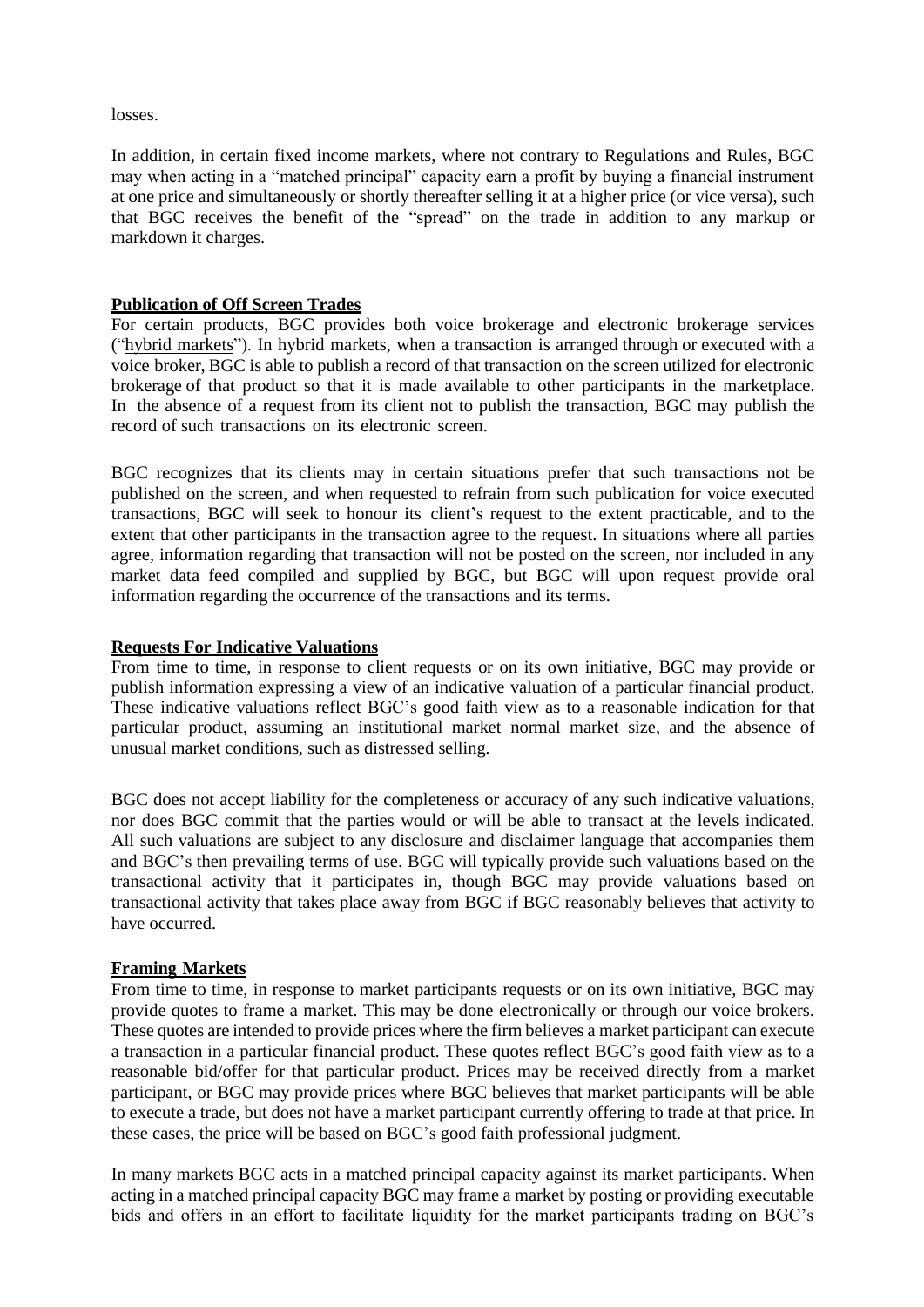losses.

In addition, in certain fixed income markets, where not contrary to Regulations and Rules, BGC may when acting in a "matched principal" capacity earn a profit by buying a financial instrument at one price and simultaneously or shortly thereafter selling it at a higher price (or vice versa), such that BGC receives the benefit of the "spread" on the trade in addition to any markup or markdown it charges.

**Publication of Off Screen Trades**

For certain products, BGC provides both voice brokerage and electronic brokerage services ("hybrid markets"). In hybrid markets, when a transaction is arranged through or executed with a voice broker, BGC is able to publish a record of that transaction on the screen utilized for electronic brokerage of that product so that it is made available to other participants in the marketplace. In the absence of a request from its client not to publish the transaction, BGC may publish the record of such transactions on its electronic screen.

BGC recognizes that its clients may in certain situations prefer that such transactions not be published on the screen, and when requested to refrain from such publication for voice executed transactions, BGC will seek to honour its client's request to the extent practicable, and to the extent that other participants in the transaction agree to the request. In situations where all parties agree, information regarding that transaction will not be posted on the screen, nor included in any market data feed compiled and supplied by BGC, but BGC will upon request provide oral information regarding the occurrence of the transactions and its terms.

**Requests For Indicative Valuations**

From time to time, in response to client requests or on its own initiative, BGC may provide or publish information expressing a view of an indicative valuation of a particular financial product. These indicative valuations reflect BGC's good faith view as to a reasonable indication for that particular product, assuming an institutional market normal market size, and the absence of unusual market conditions, such as distressed selling.

BGC does not accept liability for the completeness or accuracy of any such indicative valuations, nor does BGC commit that the parties would or will be able to transact at the levels indicated. All such valuations are subject to any disclosure and disclaimer language that accompanies them and BGC's then prevailing terms of use. BGC will typically provide such valuations based on the transactional activity that it participates in, though BGC may provide valuations based on transactional activity that takes place away from BGC if BGC reasonably believes that activity to have occurred.

**Framing Markets**

From time to time, in response to market participants requests or on its own initiative, BGC may provide quotes to frame a market. This may be done electronically or through our voice brokers. These quotes are intended to provide prices where the firm believes a market participant can execute a transaction in a particular financial product. These quotes reflect BGC's good faith view as to a reasonable bid/offer for that particular product. Prices may be received directly from a market participant, or BGC may provide prices where BGC believes that market participants will be able to execute a trade, but does not have a market participant currently offering to trade at that price. In these cases, the price will be based on BGC's good faith professional judgment.

In many markets BGC acts in a matched principal capacity against its market participants. When acting in a matched principal capacity BGC may frame a market by posting or providing executable bids and offers in an effort to facilitate liquidity for the market participants trading on BGC's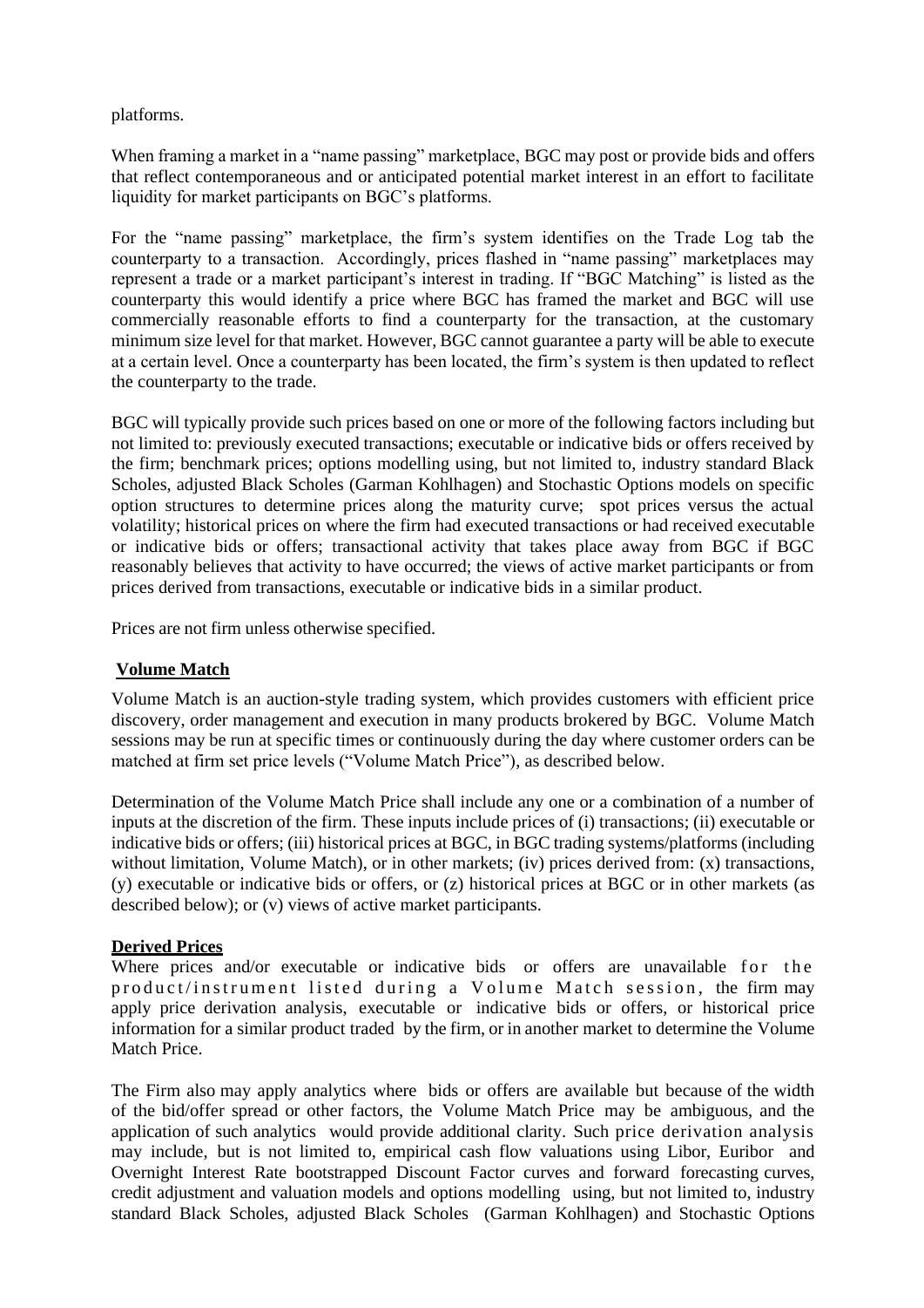platforms.

When framing a market in a "name passing" marketplace, BGC may post or provide bids and offers that reflect contemporaneous and or anticipated potential market interest in an effort to facilitate liquidity for market participants on BGC's platforms.

For the "name passing" marketplace, the firm's system identifies on the Trade Log tab the counterparty to a transaction. Accordingly, prices flashed in "name passing" marketplaces may represent a trade or a market participant's interest in trading. If "BGC Matching" is listed as the counterparty this would identify a price where BGC has framed the market and BGC will use commercially reasonable efforts to find a counterparty for the transaction, at the customary minimum size level for that market. However, BGC cannot guarantee a party will be able to execute at a certain level. Once a counterparty has been located, the firm's system is then updated to reflect the counterparty to the trade.

BGC will typically provide such prices based on one or more of the following factors including but not limited to: previously executed transactions; executable or indicative bids or offers received by the firm; benchmark prices; options modelling using, but not limited to, industry standard Black Scholes, adjusted Black Scholes (Garman Kohlhagen) and Stochastic Options models on specific option structures to determine prices along the maturity curve; spot prices versus the actual volatility; historical prices on where the firm had executed transactions or had received executable or indicative bids or offers; transactional activity that takes place away from BGC if BGC reasonably believes that activity to have occurred; the views of active market participants or from prices derived from transactions, executable or indicative bids in a similar product.

Prices are not firm unless otherwise specified.

## Volume Match

Volume Match is an auction-style trading system, which provides customers with efficient price discovery, order management and execution in many products brokered by BGC. Volume Match sessions may be run at specific times or continuously during the day where customer orders can be matched at firm set price levels ("Volume Match Price"), as described below.

Determination of the Volume Match Price shall include any one or a combination of a number of inputs at the discretion of the firm. These inputs include prices of (i) transactions; (ii) executable or indicative bids or offers; (iii) historical prices at BGC, in BGC trading systems/platforms (including without limitation, Volume Match), or in other markets; (iv) prices derived from: (x) transactions, (y) executable or indicative bids or offers, or (z) historical prices at BGC or in other markets (as described below); or (v) views of active market participants.

## Derived Prices

Where prices and/or executable or indicative bids or offers are unavailable for the product/instrument listed during a Volume Match session, the firm may apply price derivation analysis, executable or indicative bids or offers, or historical price information for a similar product traded by the firm, or in another market to determine the Volume Match Price.

The Firm also may apply analytics where bids or offers are available but because of the width of the bid/offer spread or other factors, the Volume Match Price may be ambiguous, and the application of such analytics would provide additional clarity. Such price derivation analysis may include, but is not limited to, empirical cash flow valuations using Libor, Euribor and Overnight Interest Rate bootstrapped Discount Factor curves and forward forecasting curves, credit adjustment and valuation models and options modelling using, but not limited to, industry standard Black Scholes, adjusted Black Scholes (Garman Kohlhagen) and Stochastic Options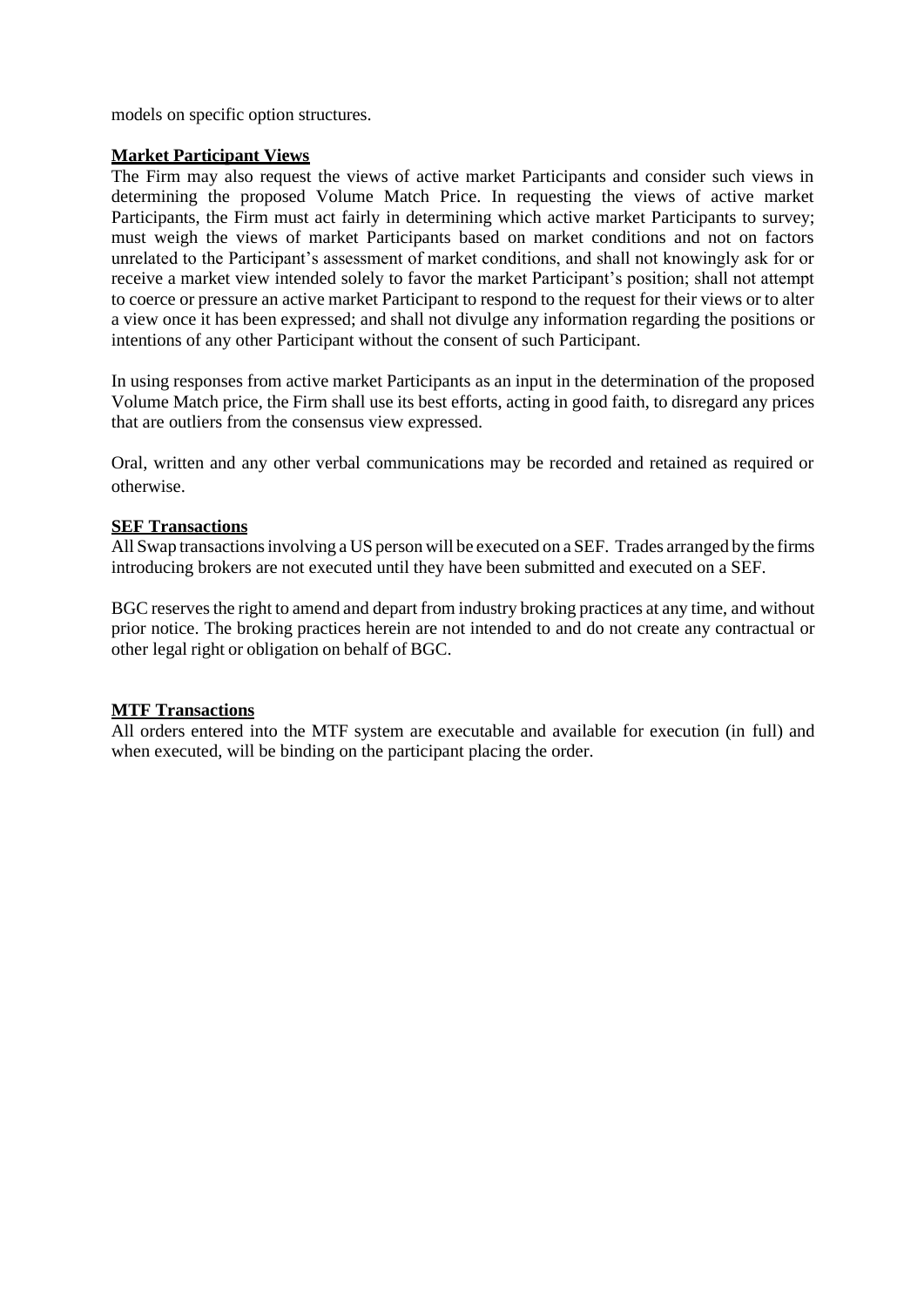models on specific option structures.

**Market Participant Views**

The Firm may also request the views of active market Participants and consider such views in determining the proposed Volume Match Price. In requesting the views of active market Participants, the Firm must act fairly in determining which active market Participants to survey; must weigh the views of market Participants based on market conditions and not on factors unrelated to the Participant's assessment of market conditions, and shall not knowingly ask for or receive a market view intended solely to favor the market Participant's position; shall not attempt to coerce or pressure an active market Participant to respond to the request for their views or to alter a view once it has been expressed; and shall not divulge any information regarding the positions or intentions of any other Participant without the consent of such Participant.

In using responses from active market Participants as an input in the determination of the proposed Volume Match price, the Firm shall use its best efforts, acting in good faith, to disregard any prices that are outliers from the consensus view expressed.

Oral, written and any other verbal communications may be recorded and retained as required or otherwise.

**SEF Transactions**

All Swap transactions involving a US person will be executed on a SEF. Trades arranged by the firms introducing brokers are not executed until they have been submitted and executed on a SEF.

BGC reserves the right to amend and depart from industry broking practices at any time, and without prior notice. The broking practices herein are not intended to and do not create any contractual or other legal right or obligation on behalf of BGC.

**MTF Transactions**

All orders entered into the MTF system are executable and available for execution (in full) and when executed, will be binding on the participant placing the order.